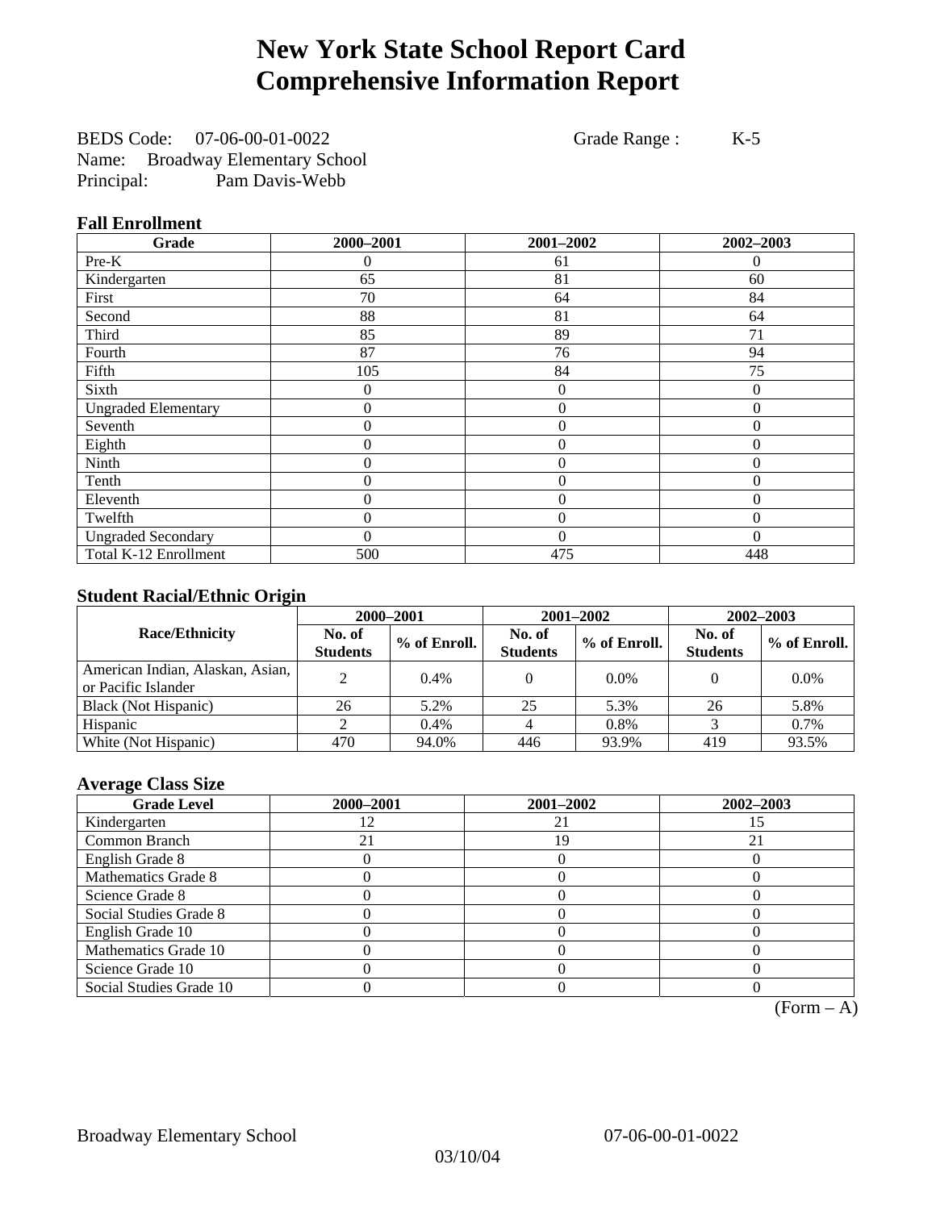# New York State School Report Card
# Comprehensive Information Report

BEDS Code: 07-06-00-01-0022 Grade Range : K-5
Name: Broadway Elementary School
Principal: Pam Davis-Webb

### Fall Enrollment

| Grade | 2000–2001 | 2001–2002 | 2002–2003 |
|---|---|---|---|
| Pre-K | 0 | 61 | 0 |
| Kindergarten | 65 | 81 | 60 |
| First | 70 | 64 | 84 |
| Second | 88 | 81 | 64 |
| Third | 85 | 89 | 71 |
| Fourth | 87 | 76 | 94 |
| Fifth | 105 | 84 | 75 |
| Sixth | 0 | 0 | 0 |
| Ungraded Elementary | 0 | 0 | 0 |
| Seventh | 0 | 0 | 0 |
| Eighth | 0 | 0 | 0 |
| Ninth | 0 | 0 | 0 |
| Tenth | 0 | 0 | 0 |
| Eleventh | 0 | 0 | 0 |
| Twelfth | 0 | 0 | 0 |
| Ungraded Secondary | 0 | 0 | 0 |
| Total K-12 Enrollment | 500 | 475 | 448 |

### Student Racial/Ethnic Origin

| Race/Ethnicity | 2000–2001 | | 2001–2002 | | 2002–2003 | |
|---|---|---|---|---|---|---|
| | No. of Students | % of Enroll. | No. of Students | % of Enroll. | No. of Students | % of Enroll. |
| American Indian, Alaskan, Asian, or Pacific Islander | 2 | 0.4% | 0 | 0.0% | 0 | 0.0% |
| Black (Not Hispanic) | 26 | 5.2% | 25 | 5.3% | 26 | 5.8% |
| Hispanic | 2 | 0.4% | 4 | 0.8% | 3 | 0.7% |
| White (Not Hispanic) | 470 | 94.0% | 446 | 93.9% | 419 | 93.5% |

### Average Class Size

| Grade Level | 2000–2001 | 2001–2002 | 2002–2003 |
|---|---|---|---|
| Kindergarten | 12 | 21 | 15 |
| Common Branch | 21 | 19 | 21 |
| English Grade 8 | 0 | 0 | 0 |
| Mathematics Grade 8 | 0 | 0 | 0 |
| Science Grade 8 | 0 | 0 | 0 |
| Social Studies Grade 8 | 0 | 0 | 0 |
| English Grade 10 | 0 | 0 | 0 |
| Mathematics Grade 10 | 0 | 0 | 0 |
| Science Grade 10 | 0 | 0 | 0 |
| Social Studies Grade 10 | 0 | 0 | 0 |

(Form – A)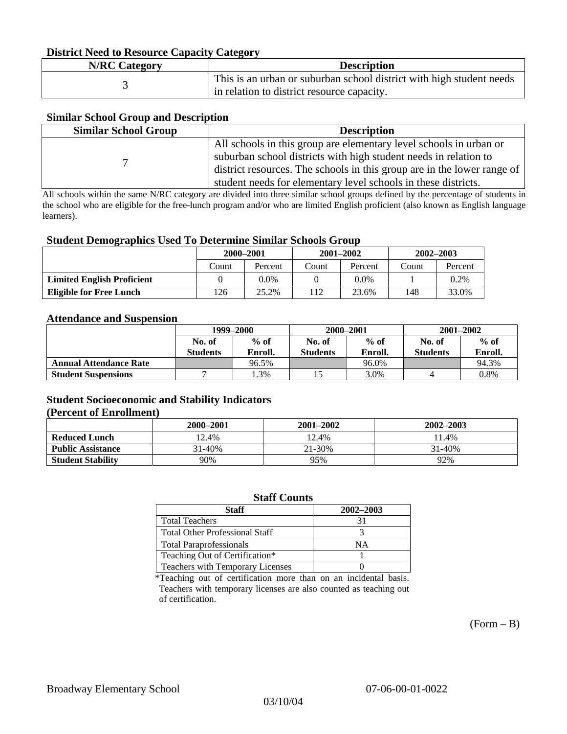### District Need to Resource Capacity Category

| N/RC Category | Description |
|---|---|
| 3 | This is an urban or suburban school district with high student needs in relation to district resource capacity. |

### Similar School Group and Description

| Similar School Group | Description |
|---|---|
| 7 | All schools in this group are elementary level schools in urban or suburban school districts with high student needs in relation to district resources. The schools in this group are in the lower range of student needs for elementary level schools in these districts. |

All schools within the same N/RC category are divided into three similar school groups defined by the percentage of students in the school who are eligible for the free-lunch program and/or who are limited English proficient (also known as English language learners).

### Student Demographics Used To Determine Similar Schools Group

| | 2000–2001 | | 2001–2002 | | 2002–2003 | |
|---|---|---|---|---|---|---|
| | Count | Percent | Count | Percent | Count | Percent |
| **Limited English Proficient** | 0 | 0.0% | 0 | 0.0% | 1 | 0.2% |
| **Eligible for Free Lunch** | 126 | 25.2% | 112 | 23.6% | 148 | 33.0% |

### Attendance and Suspension

| | 1999–2000 | | 2000–2001 | | 2001–2002 | |
|---|---|---|---|---|---|---|
| | No. of Students | % of Enroll. | No. of Students | % of Enroll. | No. of Students | % of Enroll. |
| **Annual Attendance Rate** | | 96.5% | | 96.0% | | 94.3% |
| **Student Suspensions** | 7 | 1.3% | 15 | 3.0% | 4 | 0.8% |

### Student Socioeconomic and Stability Indicators (Percent of Enrollment)

| | 2000–2001 | 2001–2002 | 2002–2003 |
|---|---|---|---|
| **Reduced Lunch** | 12.4% | 12.4% | 11.4% |
| **Public Assistance** | 31-40% | 21-30% | 31-40% |
| **Student Stability** | 90% | 95% | 92% |

### Staff Counts

| Staff | 2002–2003 |
|---|---|
| Total Teachers | 31 |
| Total Other Professional Staff | 3 |
| Total Paraprofessionals | NA |
| Teaching Out of Certification* | 1 |
| Teachers with Temporary Licenses | 0 |

*Teaching out of certification more than on an incidental basis. Teachers with temporary licenses are also counted as teaching out of certification.

(Form – B)

Broadway Elementary School 07-06-00-01-0022

03/10/04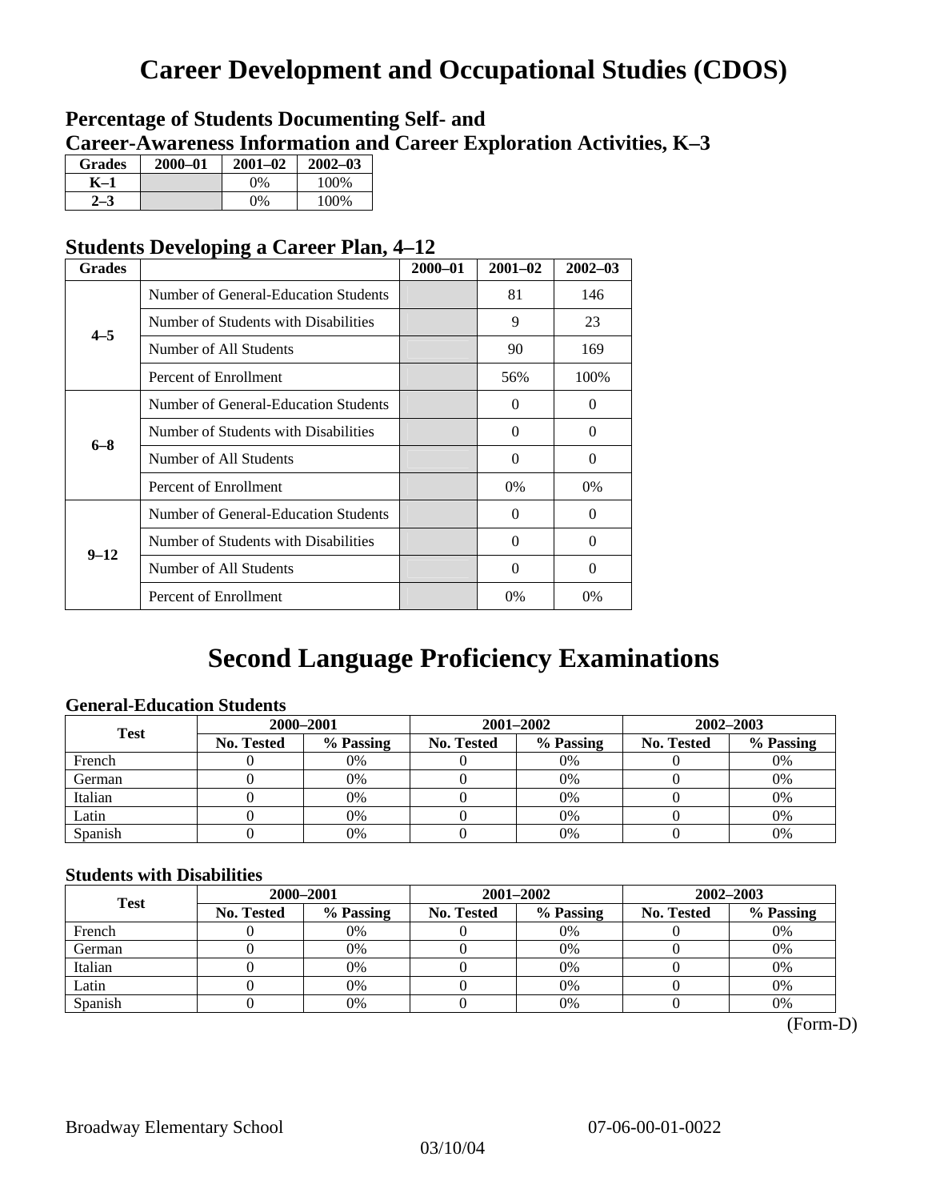# Career Development and Occupational Studies (CDOS)

## Percentage of Students Documenting Self- and Career-Awareness Information and Career Exploration Activities, K–3

| Grades | 2000–01 | 2001–02 | 2002–03 |
|---|---|---|---|
| K–1 | | 0% | 100% |
| 2–3 | | 0% | 100% |

## Students Developing a Career Plan, 4–12

| Grades | | 2000–01 | 2001–02 | 2002–03 |
|---|---|---|---|---|
| 4–5 | Number of General-Education Students | | 81 | 146 |
| | Number of Students with Disabilities | | 9 | 23 |
| | Number of All Students | | 90 | 169 |
| | Percent of Enrollment | | 56% | 100% |
| 6–8 | Number of General-Education Students | | 0 | 0 |
| | Number of Students with Disabilities | | 0 | 0 |
| | Number of All Students | | 0 | 0 |
| | Percent of Enrollment | | 0% | 0% |
| 9–12 | Number of General-Education Students | | 0 | 0 |
| | Number of Students with Disabilities | | 0 | 0 |
| | Number of All Students | | 0 | 0 |
| | Percent of Enrollment | | 0% | 0% |

# Second Language Proficiency Examinations

### General-Education Students

| Test | 2000–2001 | | 2001–2002 | | 2002–2003 | |
|---|---|---|---|---|---|---|
| | No. Tested | % Passing | No. Tested | % Passing | No. Tested | % Passing |
| French | 0 | 0% | 0 | 0% | 0 | 0% |
| German | 0 | 0% | 0 | 0% | 0 | 0% |
| Italian | 0 | 0% | 0 | 0% | 0 | 0% |
| Latin | 0 | 0% | 0 | 0% | 0 | 0% |
| Spanish | 0 | 0% | 0 | 0% | 0 | 0% |

### Students with Disabilities

| Test | 2000–2001 | | 2001–2002 | | 2002–2003 | |
|---|---|---|---|---|---|---|
| | No. Tested | % Passing | No. Tested | % Passing | No. Tested | % Passing |
| French | 0 | 0% | 0 | 0% | 0 | 0% |
| German | 0 | 0% | 0 | 0% | 0 | 0% |
| Italian | 0 | 0% | 0 | 0% | 0 | 0% |
| Latin | 0 | 0% | 0 | 0% | 0 | 0% |
| Spanish | 0 | 0% | 0 | 0% | 0 | 0% |

(Form-D)

Broadway Elementary School 07-06-00-01-0022

03/10/04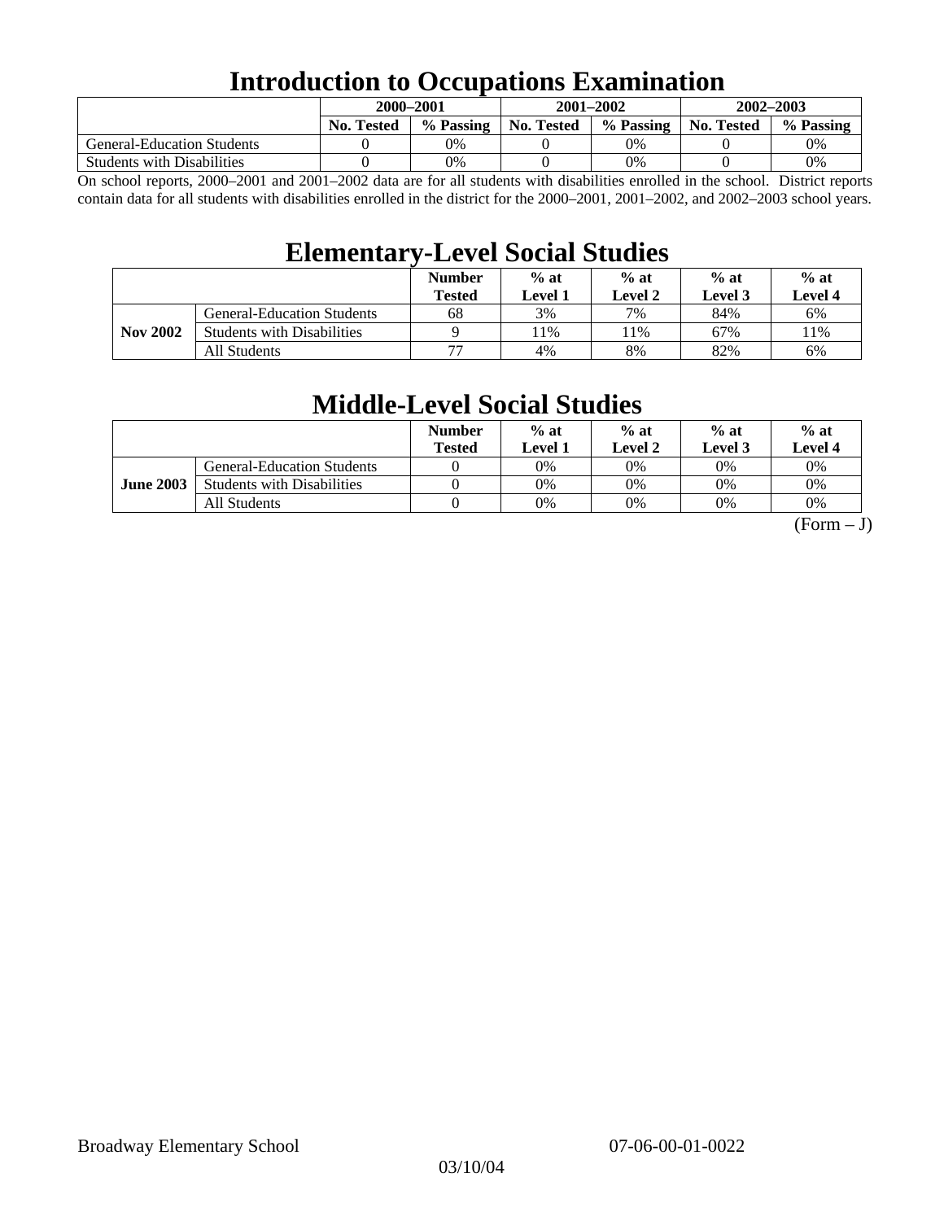# Introduction to Occupations Examination

| | 2000–2001 | | 2001–2002 | | 2002–2003 | |
|---|---|---|---|---|---|---|
| | No. Tested | % Passing | No. Tested | % Passing | No. Tested | % Passing |
| General-Education Students | 0 | 0% | 0 | 0% | 0 | 0% |
| Students with Disabilities | 0 | 0% | 0 | 0% | 0 | 0% |

On school reports, 2000–2001 and 2001–2002 data are for all students with disabilities enrolled in the school. District reports contain data for all students with disabilities enrolled in the district for the 2000–2001, 2001–2002, and 2002–2003 school years.

# Elementary-Level Social Studies

| | | Number Tested | % at Level 1 | % at Level 2 | % at Level 3 | % at Level 4 |
|---|---|---|---|---|---|---|
| Nov 2002 | General-Education Students | 68 | 3% | 7% | 84% | 6% |
| | Students with Disabilities | 9 | 11% | 11% | 67% | 11% |
| | All Students | 77 | 4% | 8% | 82% | 6% |

# Middle-Level Social Studies

| | | Number Tested | % at Level 1 | % at Level 2 | % at Level 3 | % at Level 4 |
|---|---|---|---|---|---|---|
| June 2003 | General-Education Students | 0 | 0% | 0% | 0% | 0% |
| | Students with Disabilities | 0 | 0% | 0% | 0% | 0% |
| | All Students | 0 | 0% | 0% | 0% | 0% |

(Form – J)

Broadway Elementary School 07-06-00-01-0022

03/10/04